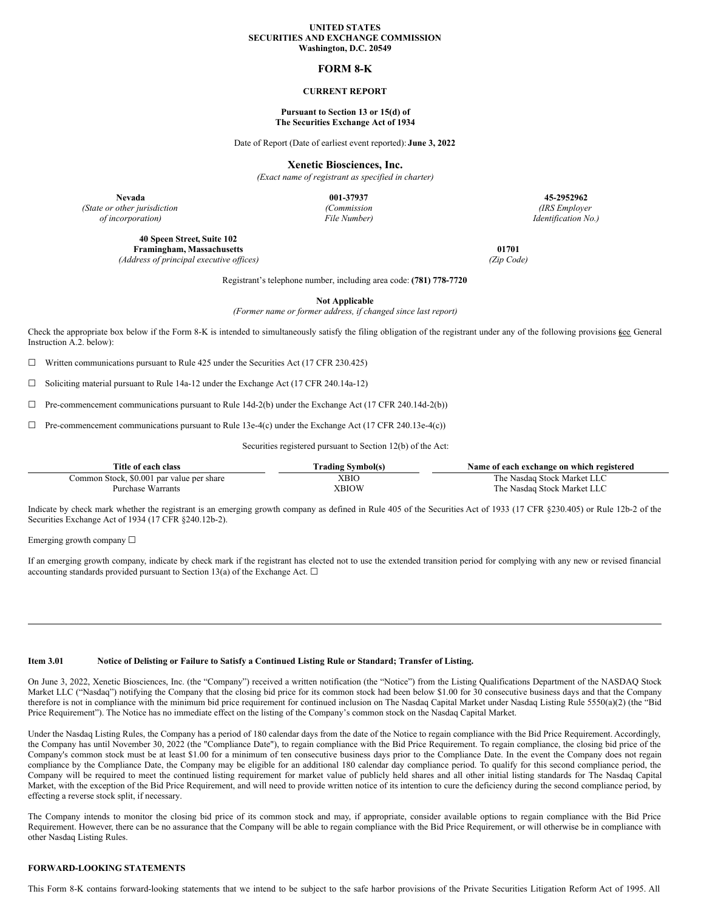**UNITED STATES**
**SECURITIES AND EXCHANGE COMMISSION**
**Washington, D.C. 20549**

# FORM 8-K

**CURRENT REPORT**

**Pursuant to Section 13 or 15(d) of**
**The Securities Exchange Act of 1934**

Date of Report (Date of earliest event reported): **June 3, 2022**

## Xenetic Biosciences, Inc.

*(Exact name of registrant as specified in charter)*

| **Nevada** | **001-37937** | **45-2952962** |
|---|---|---|
| *(State or other jurisdiction of incorporation)* | *(Commission File Number)* | *(IRS Employer Identification No.)* |

| **40 Speen Street, Suite 102** **Framingham, Massachusetts** | **01701** |
|---|---|
| *(Address of principal executive offices)* | *(Zip Code)* |

Registrant's telephone number, including area code: **(781) 778-7720**

**Not Applicable**
*(Former name or former address, if changed since last report)*

Check the appropriate box below if the Form 8-K is intended to simultaneously satisfy the filing obligation of the registrant under any of the following provisions (see General Instruction A.2. below):

☐ Written communications pursuant to Rule 425 under the Securities Act (17 CFR 230.425)

☐ Soliciting material pursuant to Rule 14a-12 under the Exchange Act (17 CFR 240.14a-12)

☐ Pre-commencement communications pursuant to Rule 14d-2(b) under the Exchange Act (17 CFR 240.14d-2(b))

☐ Pre-commencement communications pursuant to Rule 13e-4(c) under the Exchange Act (17 CFR 240.13e-4(c))

Securities registered pursuant to Section 12(b) of the Act:

| Title of each class | Trading Symbol(s) | Name of each exchange on which registered |
|---|---|---|
| Common Stock, $0.001 par value per share | XBIO | The Nasdaq Stock Market LLC |
| Purchase Warrants | XBIOW | The Nasdaq Stock Market LLC |

Indicate by check mark whether the registrant is an emerging growth company as defined in Rule 405 of the Securities Act of 1933 (17 CFR §230.405) or Rule 12b-2 of the Securities Exchange Act of 1934 (17 CFR §240.12b-2).

Emerging growth company ☐

If an emerging growth company, indicate by check mark if the registrant has elected not to use the extended transition period for complying with any new or revised financial accounting standards provided pursuant to Section 13(a) of the Exchange Act. ☐

---

**Item 3.01 Notice of Delisting or Failure to Satisfy a Continued Listing Rule or Standard; Transfer of Listing.**

On June 3, 2022, Xenetic Biosciences, Inc. (the "Company") received a written notification (the "Notice") from the Listing Qualifications Department of the NASDAQ Stock Market LLC ("Nasdaq") notifying the Company that the closing bid price for its common stock had been below $1.00 for 30 consecutive business days and that the Company therefore is not in compliance with the minimum bid price requirement for continued inclusion on The Nasdaq Capital Market under Nasdaq Listing Rule 5550(a)(2) (the "Bid Price Requirement"). The Notice has no immediate effect on the listing of the Company's common stock on the Nasdaq Capital Market.

Under the Nasdaq Listing Rules, the Company has a period of 180 calendar days from the date of the Notice to regain compliance with the Bid Price Requirement. Accordingly, the Company has until November 30, 2022 (the "Compliance Date"), to regain compliance with the Bid Price Requirement. To regain compliance, the closing bid price of the Company's common stock must be at least $1.00 for a minimum of ten consecutive business days prior to the Compliance Date. In the event the Company does not regain compliance by the Compliance Date, the Company may be eligible for an additional 180 calendar day compliance period. To qualify for this second compliance period, the Company will be required to meet the continued listing requirement for market value of publicly held shares and all other initial listing standards for The Nasdaq Capital Market, with the exception of the Bid Price Requirement, and will need to provide written notice of its intention to cure the deficiency during the second compliance period, by effecting a reverse stock split, if necessary.

The Company intends to monitor the closing bid price of its common stock and may, if appropriate, consider available options to regain compliance with the Bid Price Requirement. However, there can be no assurance that the Company will be able to regain compliance with the Bid Price Requirement, or will otherwise be in compliance with other Nasdaq Listing Rules.

**FORWARD-LOOKING STATEMENTS**

This Form 8-K contains forward-looking statements that we intend to be subject to the safe harbor provisions of the Private Securities Litigation Reform Act of 1995. All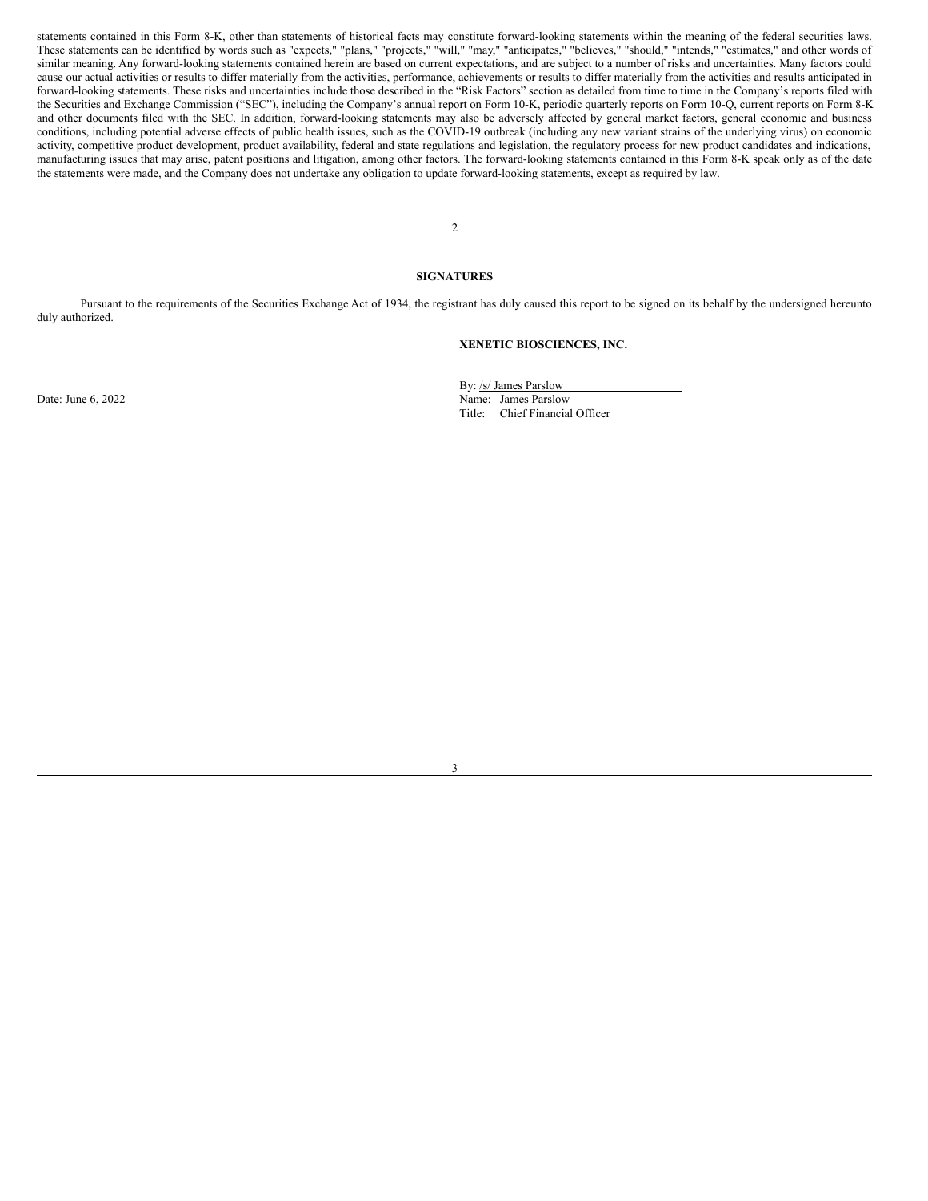statements contained in this Form 8-K, other than statements of historical facts may constitute forward-looking statements within the meaning of the federal securities laws. These statements can be identified by words such as "expects," "plans," "projects," "will," "may," "anticipates," "believes," "should," "intends," "estimates," and other words of similar meaning. Any forward-looking statements contained herein are based on current expectations, and are subject to a number of risks and uncertainties. Many factors could cause our actual activities or results to differ materially from the activities, performance, achievements or results to differ materially from the activities and results anticipated in forward-looking statements. These risks and uncertainties include those described in the "Risk Factors" section as detailed from time to time in the Company's reports filed with the Securities and Exchange Commission ("SEC"), including the Company's annual report on Form 10-K, periodic quarterly reports on Form 10-Q, current reports on Form 8-K and other documents filed with the SEC. In addition, forward-looking statements may also be adversely affected by general market factors, general economic and business conditions, including potential adverse effects of public health issues, such as the COVID-19 outbreak (including any new variant strains of the underlying virus) on economic activity, competitive product development, product availability, federal and state regulations and legislation, the regulatory process for new product candidates and indications, manufacturing issues that may arise, patent positions and litigation, among other factors. The forward-looking statements contained in this Form 8-K speak only as of the date the statements were made, and the Company does not undertake any obligation to update forward-looking statements, except as required by law.

## SIGNATURES

Pursuant to the requirements of the Securities Exchange Act of 1934, the registrant has duly caused this report to be signed on its behalf by the undersigned hereunto duly authorized.

**XENETIC BIOSCIENCES, INC.**

By: /s/ James Parslow

Date: June 6, 2022

Name: James Parslow

Title: Chief Financial Officer